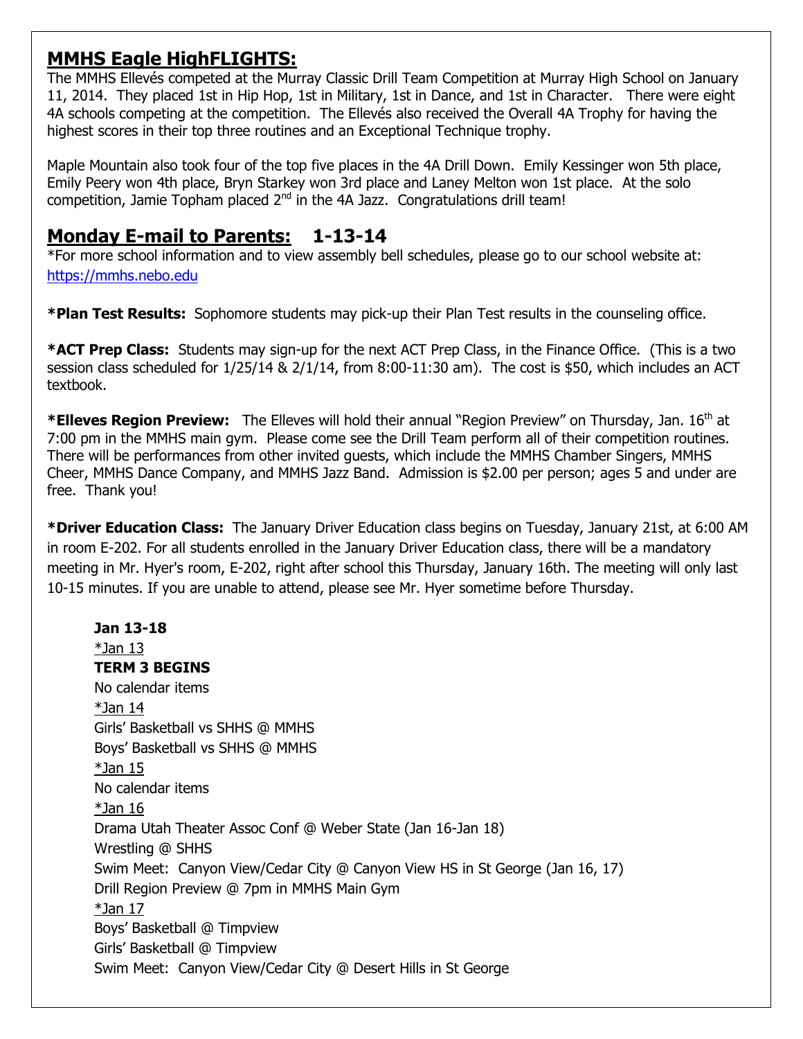## MMHS Eagle HighFLIGHTS:

The MMHS Ellevés competed at the Murray Classic Drill Team Competition at Murray High School on January 11, 2014. They placed 1st in Hip Hop, 1st in Military, 1st in Dance, and 1st in Character. There were eight 4A schools competing at the competition. The Ellevés also received the Overall 4A Trophy for having the highest scores in their top three routines and an Exceptional Technique trophy.

Maple Mountain also took four of the top five places in the 4A Drill Down. Emily Kessinger won 5th place, Emily Peery won 4th place, Bryn Starkey won 3rd place and Laney Melton won 1st place. At the solo competition, Jamie Topham placed 2nd in the 4A Jazz. Congratulations drill team!

## Monday E-mail to Parents: 1-13-14

*For more school information and to view assembly bell schedules, please go to our school website at: https://mmhs.nebo.edu

***Plan Test Results:** Sophomore students may pick-up their Plan Test results in the counseling office.

***ACT Prep Class:** Students may sign-up for the next ACT Prep Class, in the Finance Office. (This is a two session class scheduled for 1/25/14 & 2/1/14, from 8:00-11:30 am). The cost is $50, which includes an ACT textbook.

***Elleves Region Preview:** The Elleves will hold their annual "Region Preview" on Thursday, Jan. 16th at 7:00 pm in the MMHS main gym. Please come see the Drill Team perform all of their competition routines. There will be performances from other invited guests, which include the MMHS Chamber Singers, MMHS Cheer, MMHS Dance Company, and MMHS Jazz Band. Admission is $2.00 per person; ages 5 and under are free. Thank you!

***Driver Education Class:** The January Driver Education class begins on Tuesday, January 21st, at 6:00 AM in room E-202. For all students enrolled in the January Driver Education class, there will be a mandatory meeting in Mr. Hyer's room, E-202, right after school this Thursday, January 16th. The meeting will only last 10-15 minutes. If you are unable to attend, please see Mr. Hyer sometime before Thursday.

**Jan 13-18**

*Jan 13
**TERM 3 BEGINS**
No calendar items

*Jan 14
Girls' Basketball vs SHHS @ MMHS
Boys' Basketball vs SHHS @ MMHS

*Jan 15
No calendar items

*Jan 16
Drama Utah Theater Assoc Conf @ Weber State (Jan 16-Jan 18)
Wrestling @ SHHS
Swim Meet: Canyon View/Cedar City @ Canyon View HS in St George (Jan 16, 17)
Drill Region Preview @ 7pm in MMHS Main Gym

*Jan 17
Boys' Basketball @ Timpview
Girls' Basketball @ Timpview
Swim Meet: Canyon View/Cedar City @ Desert Hills in St George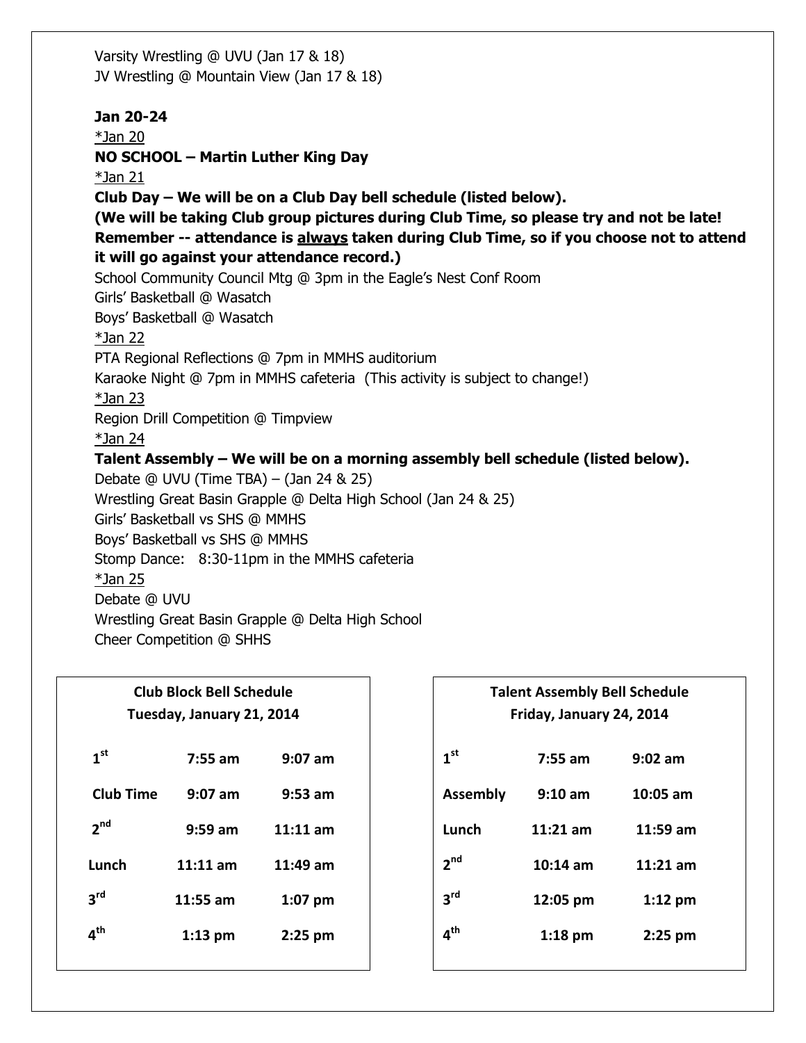Varsity Wrestling @ UVU (Jan 17 & 18)
JV Wrestling @ Mountain View (Jan 17 & 18)

**Jan 20-24**

*Jan 20

**NO SCHOOL – Martin Luther King Day**

*Jan 21

**Club Day – We will be on a Club Day bell schedule (listed below).**
**(We will be taking Club group pictures during Club Time, so please try and not be late! Remember -- attendance is always taken during Club Time, so if you choose not to attend it will go against your attendance record.)**

School Community Council Mtg @ 3pm in the Eagle's Nest Conf Room
Girls' Basketball @ Wasatch
Boys' Basketball @ Wasatch

*Jan 22

PTA Regional Reflections @ 7pm in MMHS auditorium
Karaoke Night @ 7pm in MMHS cafeteria (This activity is subject to change!)

*Jan 23

Region Drill Competition @ Timpview

*Jan 24

**Talent Assembly – We will be on a morning assembly bell schedule (listed below).**

Debate @ UVU (Time TBA) – (Jan 24 & 25)
Wrestling Great Basin Grapple @ Delta High School (Jan 24 & 25)
Girls' Basketball vs SHS @ MMHS
Boys' Basketball vs SHS @ MMHS
Stomp Dance: 8:30-11pm in the MMHS cafeteria

*Jan 25

Debate @ UVU
Wrestling Great Basin Grapple @ Delta High School
Cheer Competition @ SHHS

**Club Block Bell Schedule**
**Tuesday, January 21, 2014**

| | | |
|---|---|---|
| 1st | 7:55 am | 9:07 am |
| Club Time | 9:07 am | 9:53 am |
| 2nd | 9:59 am | 11:11 am |
| Lunch | 11:11 am | 11:49 am |
| 3rd | 11:55 am | 1:07 pm |
| 4th | 1:13 pm | 2:25 pm |

**Talent Assembly Bell Schedule**
**Friday, January 24, 2014**

| | | |
|---|---|---|
| 1st | 7:55 am | 9:02 am |
| Assembly | 9:10 am | 10:05 am |
| Lunch | 11:21 am | 11:59 am |
| 2nd | 10:14 am | 11:21 am |
| 3rd | 12:05 pm | 1:12 pm |
| 4th | 1:18 pm | 2:25 pm |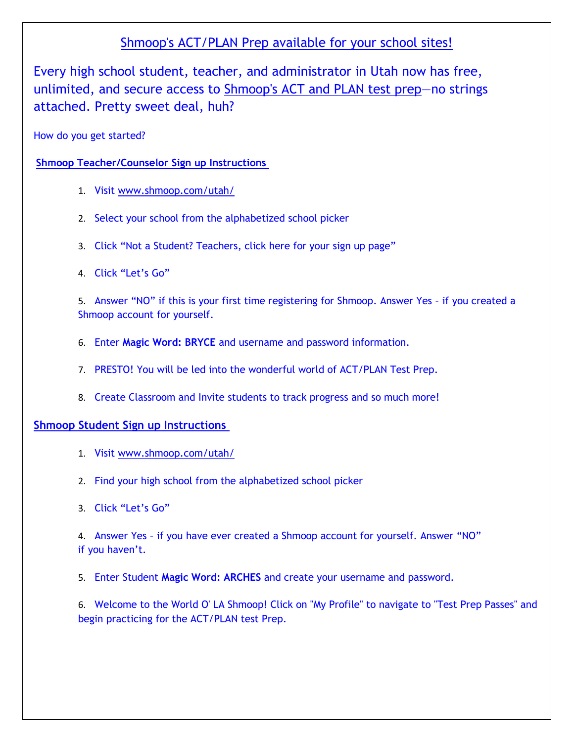## Shmoop's ACT/PLAN Prep available for your school sites!

Every high school student, teacher, and administrator in Utah now has free, unlimited, and secure access to Shmoop's ACT and PLAN test prep—no strings attached. Pretty sweet deal, huh?

How do you get started?

### Shmoop Teacher/Counselor Sign up Instructions

1. Visit www.shmoop.com/utah/
2. Select your school from the alphabetized school picker
3. Click "Not a Student? Teachers, click here for your sign up page"
4. Click "Let's Go"
5. Answer "NO" if this is your first time registering for Shmoop. Answer Yes – if you created a Shmoop account for yourself.
6. Enter **Magic Word: BRYCE** and username and password information.
7. PRESTO! You will be led into the wonderful world of ACT/PLAN Test Prep.
8. Create Classroom and Invite students to track progress and so much more!

### Shmoop Student Sign up Instructions

1. Visit www.shmoop.com/utah/
2. Find your high school from the alphabetized school picker
3. Click "Let's Go"
4. Answer Yes – if you have ever created a Shmoop account for yourself. Answer "NO" if you haven't.
5. Enter Student **Magic Word: ARCHES** and create your username and password.
6. Welcome to the World O' LA Shmoop! Click on "My Profile" to navigate to "Test Prep Passes" and begin practicing for the ACT/PLAN test Prep.